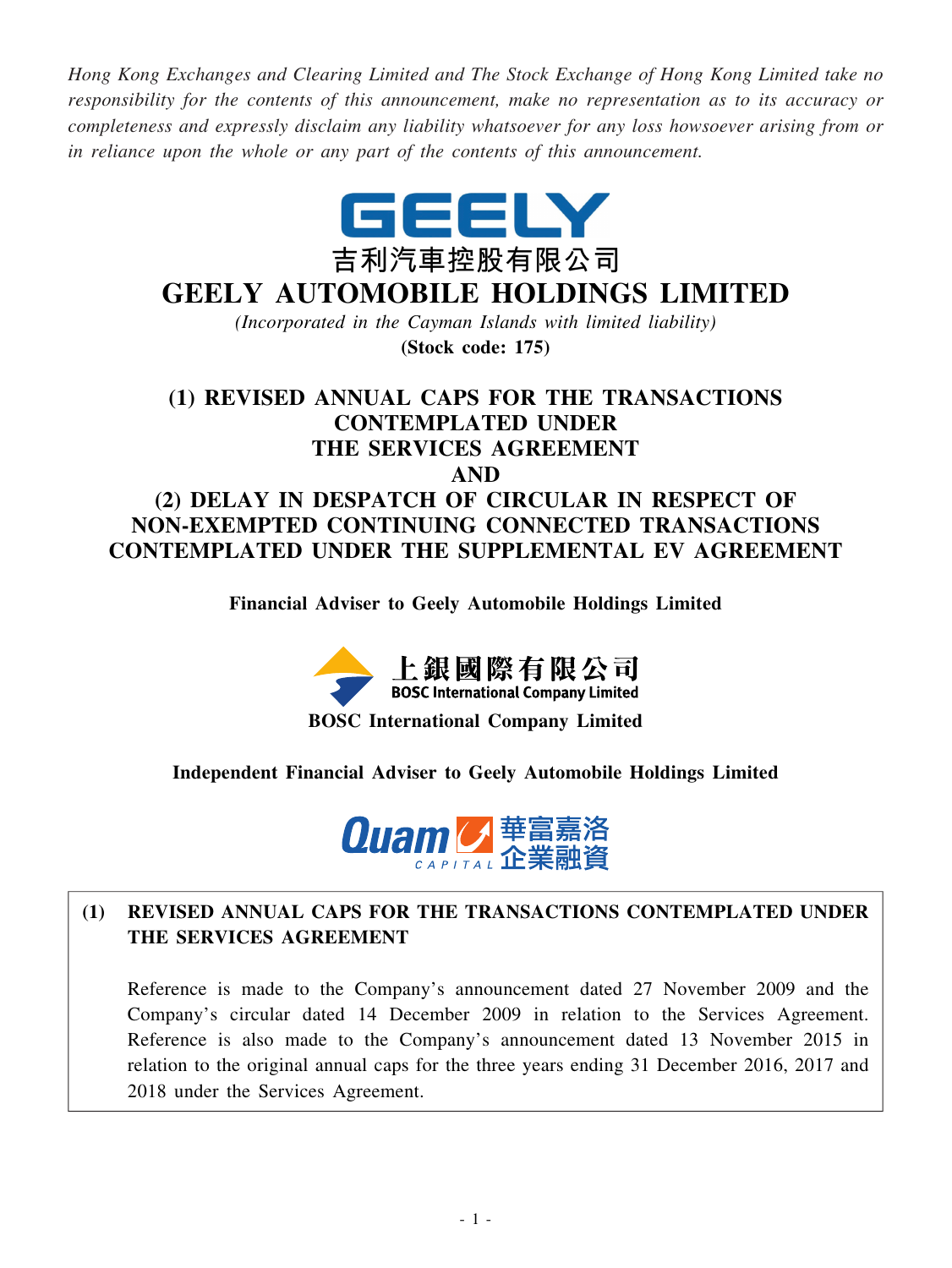*Hong Kong Exchanges and Clearing Limited and The Stock Exchange of Hong Kong Limited take no responsibility for the contents of this announcement, make no representation as to its accuracy or completeness and expressly disclaim any liability whatsoever for any loss howsoever arising from or in reliance upon the whole or any part of the contents of this announcement.*

GEELY

吉利汽車控股有限公司

# GEELY AUTOMOBILE HOLDINGS LIMITED

*(Incorporated in the Cayman Islands with limited liability)*

**(Stock code: 175)**

## (1) REVISED ANNUAL CAPS FOR THE TRANSACTIONS CONTEMPLATED UNDER THE SERVICES AGREEMENT AND (2) DELAY IN DESPATCH OF CIRCULAR IN RESPECT OF NON-EXEMPTED CONTINUING CONNECTED TRANSACTIONS CONTEMPLATED UNDER THE SUPPLEMENTAL EV AGREEMENT

**Financial Adviser to Geely Automobile Holdings Limited**

上銀國際有限公司
BOSC International Company Limited

**BOSC International Company Limited**

**Independent Financial Adviser to Geely Automobile Holdings Limited**

Quam CAPITAL 華富嘉洛企業融資

**(1) REVISED ANNUAL CAPS FOR THE TRANSACTIONS CONTEMPLATED UNDER THE SERVICES AGREEMENT**

Reference is made to the Company's announcement dated 27 November 2009 and the Company's circular dated 14 December 2009 in relation to the Services Agreement. Reference is also made to the Company's announcement dated 13 November 2015 in relation to the original annual caps for the three years ending 31 December 2016, 2017 and 2018 under the Services Agreement.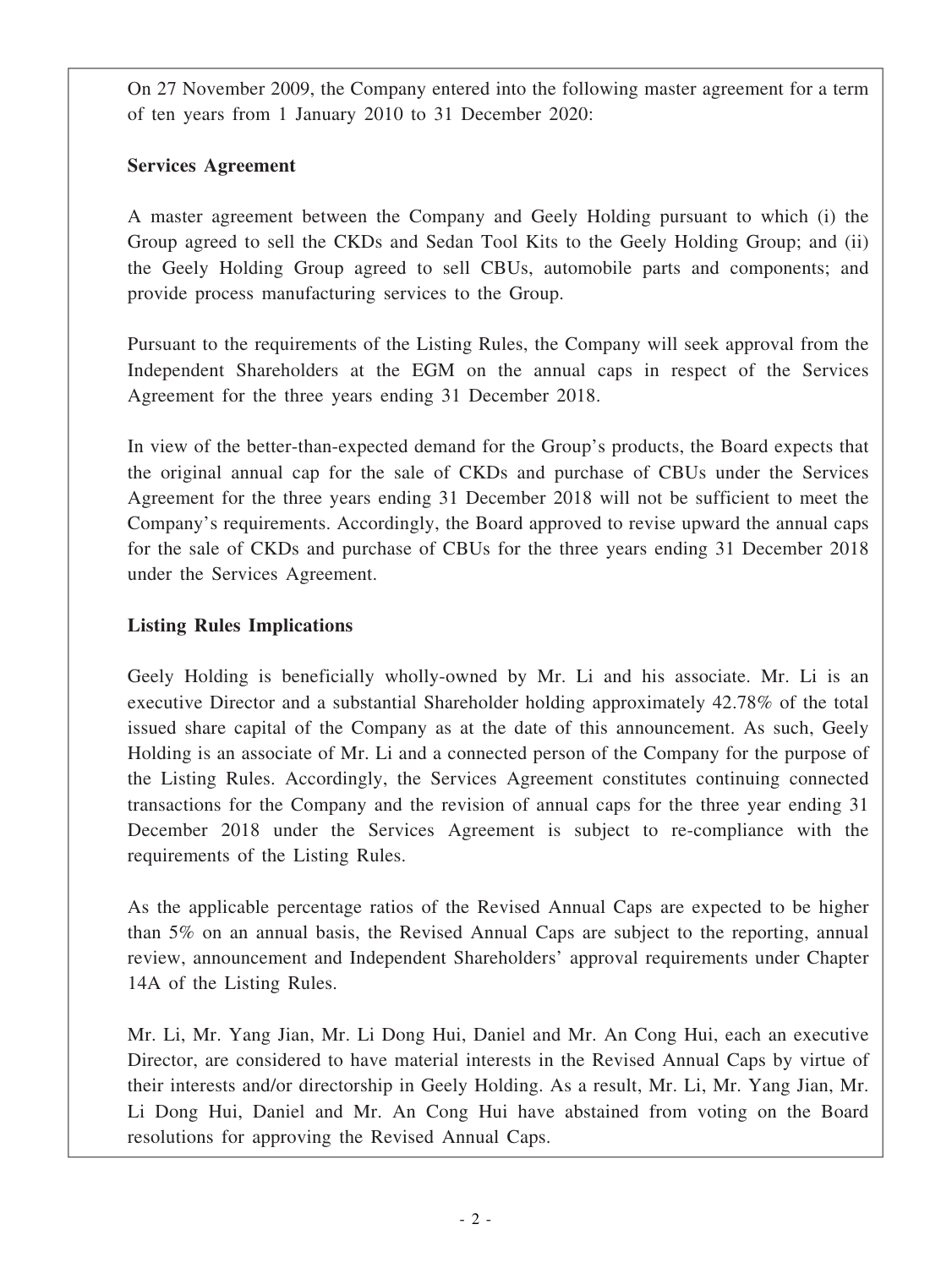On 27 November 2009, the Company entered into the following master agreement for a term of ten years from 1 January 2010 to 31 December 2020:

**Services Agreement**

A master agreement between the Company and Geely Holding pursuant to which (i) the Group agreed to sell the CKDs and Sedan Tool Kits to the Geely Holding Group; and (ii) the Geely Holding Group agreed to sell CBUs, automobile parts and components; and provide process manufacturing services to the Group.

Pursuant to the requirements of the Listing Rules, the Company will seek approval from the Independent Shareholders at the EGM on the annual caps in respect of the Services Agreement for the three years ending 31 December 2018.

In view of the better-than-expected demand for the Group's products, the Board expects that the original annual cap for the sale of CKDs and purchase of CBUs under the Services Agreement for the three years ending 31 December 2018 will not be sufficient to meet the Company's requirements. Accordingly, the Board approved to revise upward the annual caps for the sale of CKDs and purchase of CBUs for the three years ending 31 December 2018 under the Services Agreement.

**Listing Rules Implications**

Geely Holding is beneficially wholly-owned by Mr. Li and his associate. Mr. Li is an executive Director and a substantial Shareholder holding approximately 42.78% of the total issued share capital of the Company as at the date of this announcement. As such, Geely Holding is an associate of Mr. Li and a connected person of the Company for the purpose of the Listing Rules. Accordingly, the Services Agreement constitutes continuing connected transactions for the Company and the revision of annual caps for the three year ending 31 December 2018 under the Services Agreement is subject to re-compliance with the requirements of the Listing Rules.

As the applicable percentage ratios of the Revised Annual Caps are expected to be higher than 5% on an annual basis, the Revised Annual Caps are subject to the reporting, annual review, announcement and Independent Shareholders' approval requirements under Chapter 14A of the Listing Rules.

Mr. Li, Mr. Yang Jian, Mr. Li Dong Hui, Daniel and Mr. An Cong Hui, each an executive Director, are considered to have material interests in the Revised Annual Caps by virtue of their interests and/or directorship in Geely Holding. As a result, Mr. Li, Mr. Yang Jian, Mr. Li Dong Hui, Daniel and Mr. An Cong Hui have abstained from voting on the Board resolutions for approving the Revised Annual Caps.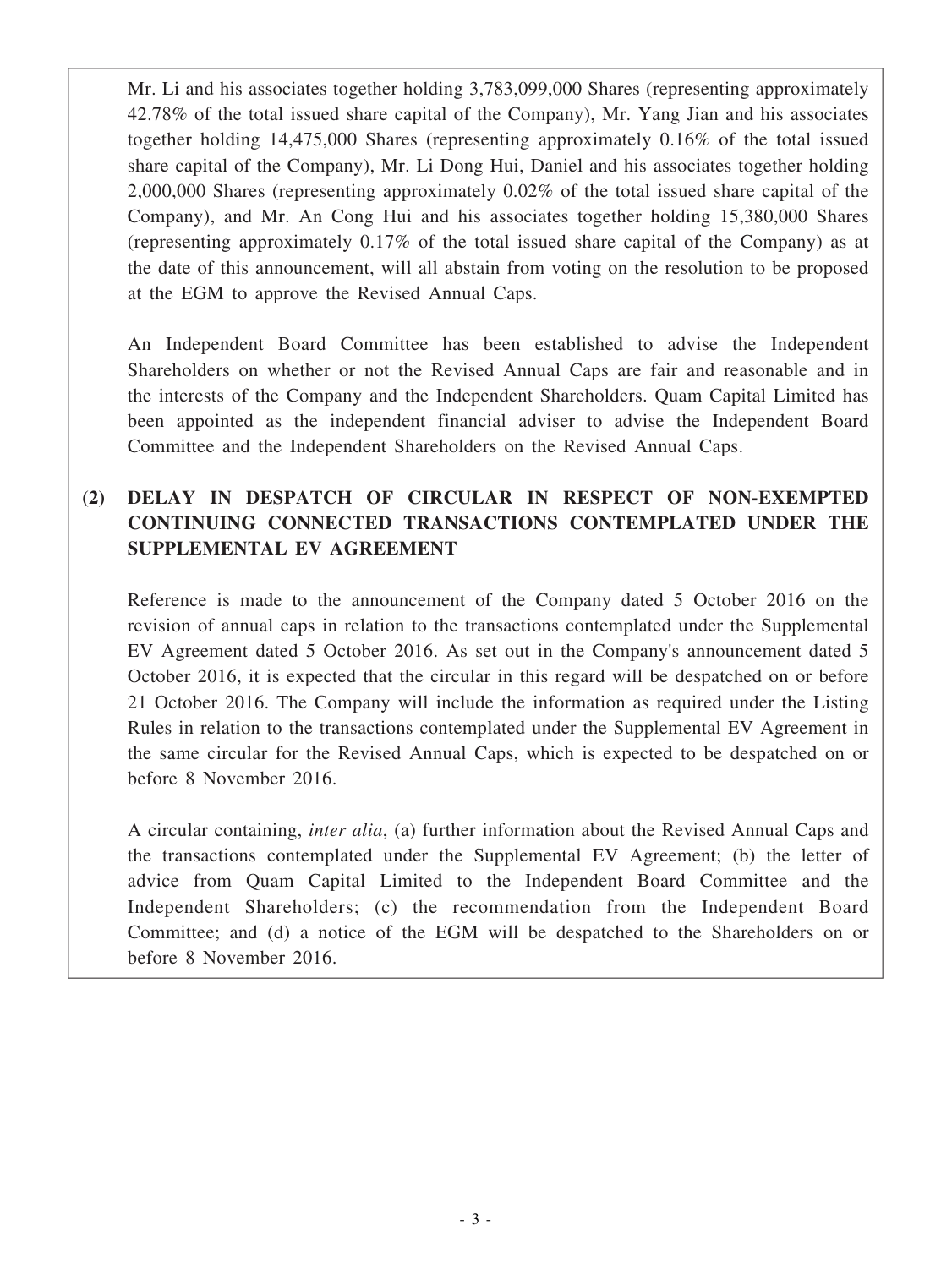Mr. Li and his associates together holding 3,783,099,000 Shares (representing approximately 42.78% of the total issued share capital of the Company), Mr. Yang Jian and his associates together holding 14,475,000 Shares (representing approximately 0.16% of the total issued share capital of the Company), Mr. Li Dong Hui, Daniel and his associates together holding 2,000,000 Shares (representing approximately 0.02% of the total issued share capital of the Company), and Mr. An Cong Hui and his associates together holding 15,380,000 Shares (representing approximately 0.17% of the total issued share capital of the Company) as at the date of this announcement, will all abstain from voting on the resolution to be proposed at the EGM to approve the Revised Annual Caps.

An Independent Board Committee has been established to advise the Independent Shareholders on whether or not the Revised Annual Caps are fair and reasonable and in the interests of the Company and the Independent Shareholders. Quam Capital Limited has been appointed as the independent financial adviser to advise the Independent Board Committee and the Independent Shareholders on the Revised Annual Caps.

## (2) DELAY IN DESPATCH OF CIRCULAR IN RESPECT OF NON-EXEMPTED CONTINUING CONNECTED TRANSACTIONS CONTEMPLATED UNDER THE SUPPLEMENTAL EV AGREEMENT

Reference is made to the announcement of the Company dated 5 October 2016 on the revision of annual caps in relation to the transactions contemplated under the Supplemental EV Agreement dated 5 October 2016. As set out in the Company's announcement dated 5 October 2016, it is expected that the circular in this regard will be despatched on or before 21 October 2016. The Company will include the information as required under the Listing Rules in relation to the transactions contemplated under the Supplemental EV Agreement in the same circular for the Revised Annual Caps, which is expected to be despatched on or before 8 November 2016.

A circular containing, *inter alia*, (a) further information about the Revised Annual Caps and the transactions contemplated under the Supplemental EV Agreement; (b) the letter of advice from Quam Capital Limited to the Independent Board Committee and the Independent Shareholders; (c) the recommendation from the Independent Board Committee; and (d) a notice of the EGM will be despatched to the Shareholders on or before 8 November 2016.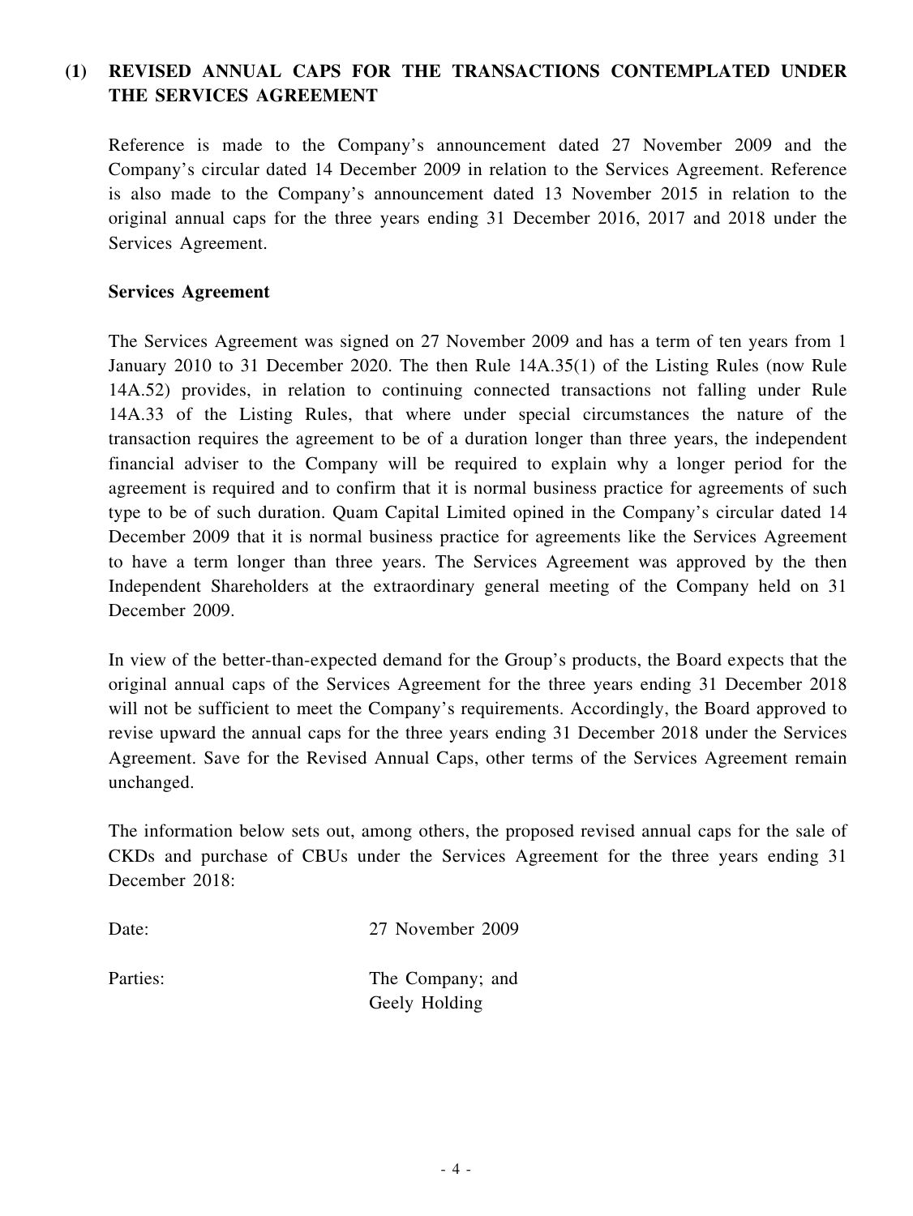## (1) REVISED ANNUAL CAPS FOR THE TRANSACTIONS CONTEMPLATED UNDER THE SERVICES AGREEMENT

Reference is made to the Company's announcement dated 27 November 2009 and the Company's circular dated 14 December 2009 in relation to the Services Agreement. Reference is also made to the Company's announcement dated 13 November 2015 in relation to the original annual caps for the three years ending 31 December 2016, 2017 and 2018 under the Services Agreement.

**Services Agreement**

The Services Agreement was signed on 27 November 2009 and has a term of ten years from 1 January 2010 to 31 December 2020. The then Rule 14A.35(1) of the Listing Rules (now Rule 14A.52) provides, in relation to continuing connected transactions not falling under Rule 14A.33 of the Listing Rules, that where under special circumstances the nature of the transaction requires the agreement to be of a duration longer than three years, the independent financial adviser to the Company will be required to explain why a longer period for the agreement is required and to confirm that it is normal business practice for agreements of such type to be of such duration. Quam Capital Limited opined in the Company's circular dated 14 December 2009 that it is normal business practice for agreements like the Services Agreement to have a term longer than three years. The Services Agreement was approved by the then Independent Shareholders at the extraordinary general meeting of the Company held on 31 December 2009.

In view of the better-than-expected demand for the Group's products, the Board expects that the original annual caps of the Services Agreement for the three years ending 31 December 2018 will not be sufficient to meet the Company's requirements. Accordingly, the Board approved to revise upward the annual caps for the three years ending 31 December 2018 under the Services Agreement. Save for the Revised Annual Caps, other terms of the Services Agreement remain unchanged.

The information below sets out, among others, the proposed revised annual caps for the sale of CKDs and purchase of CBUs under the Services Agreement for the three years ending 31 December 2018:

Date: 27 November 2009

Parties: The Company; and
Geely Holding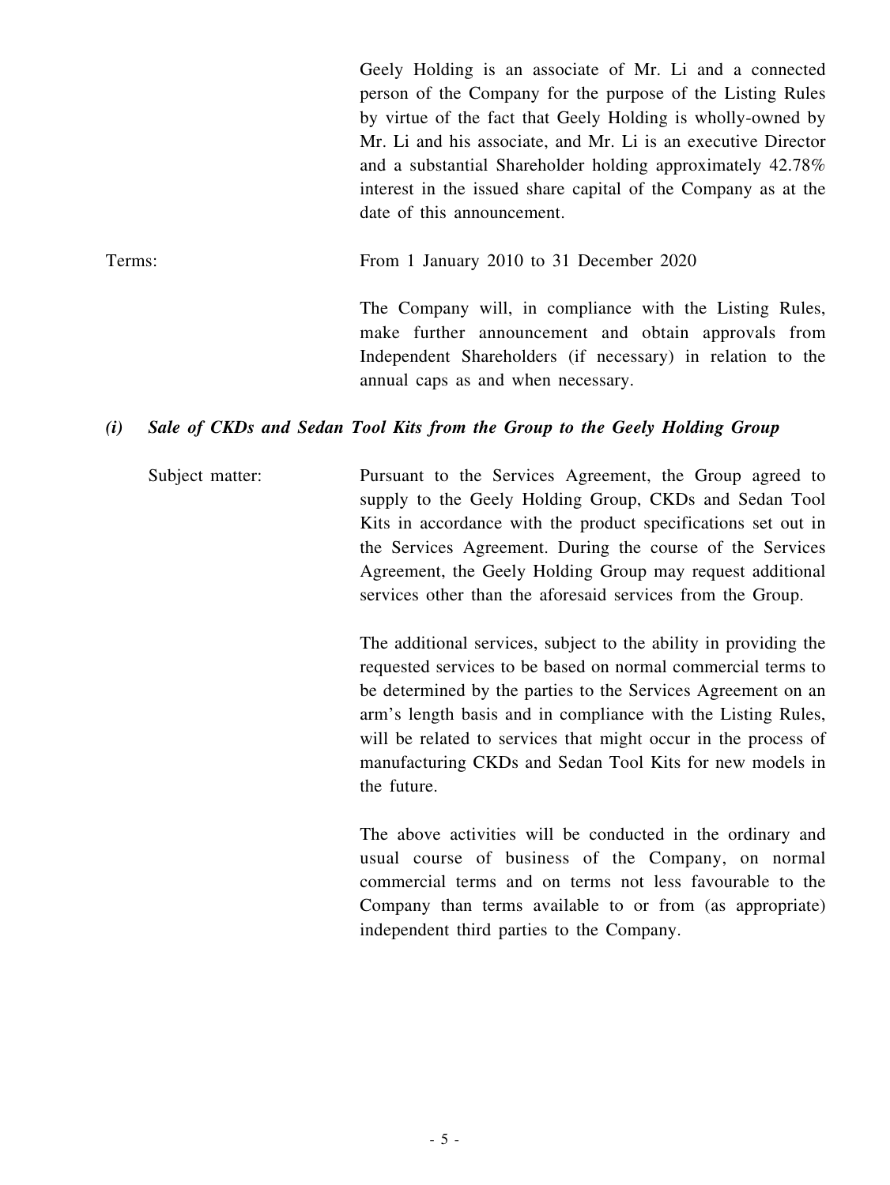Geely Holding is an associate of Mr. Li and a connected person of the Company for the purpose of the Listing Rules by virtue of the fact that Geely Holding is wholly-owned by Mr. Li and his associate, and Mr. Li is an executive Director and a substantial Shareholder holding approximately 42.78% interest in the issued share capital of the Company as at the date of this announcement.

Terms: From 1 January 2010 to 31 December 2020

The Company will, in compliance with the Listing Rules, make further announcement and obtain approvals from Independent Shareholders (if necessary) in relation to the annual caps as and when necessary.

***(i) Sale of CKDs and Sedan Tool Kits from the Group to the Geely Holding Group***

Subject matter: Pursuant to the Services Agreement, the Group agreed to supply to the Geely Holding Group, CKDs and Sedan Tool Kits in accordance with the product specifications set out in the Services Agreement. During the course of the Services Agreement, the Geely Holding Group may request additional services other than the aforesaid services from the Group.

The additional services, subject to the ability in providing the requested services to be based on normal commercial terms to be determined by the parties to the Services Agreement on an arm's length basis and in compliance with the Listing Rules, will be related to services that might occur in the process of manufacturing CKDs and Sedan Tool Kits for new models in the future.

The above activities will be conducted in the ordinary and usual course of business of the Company, on normal commercial terms and on terms not less favourable to the Company than terms available to or from (as appropriate) independent third parties to the Company.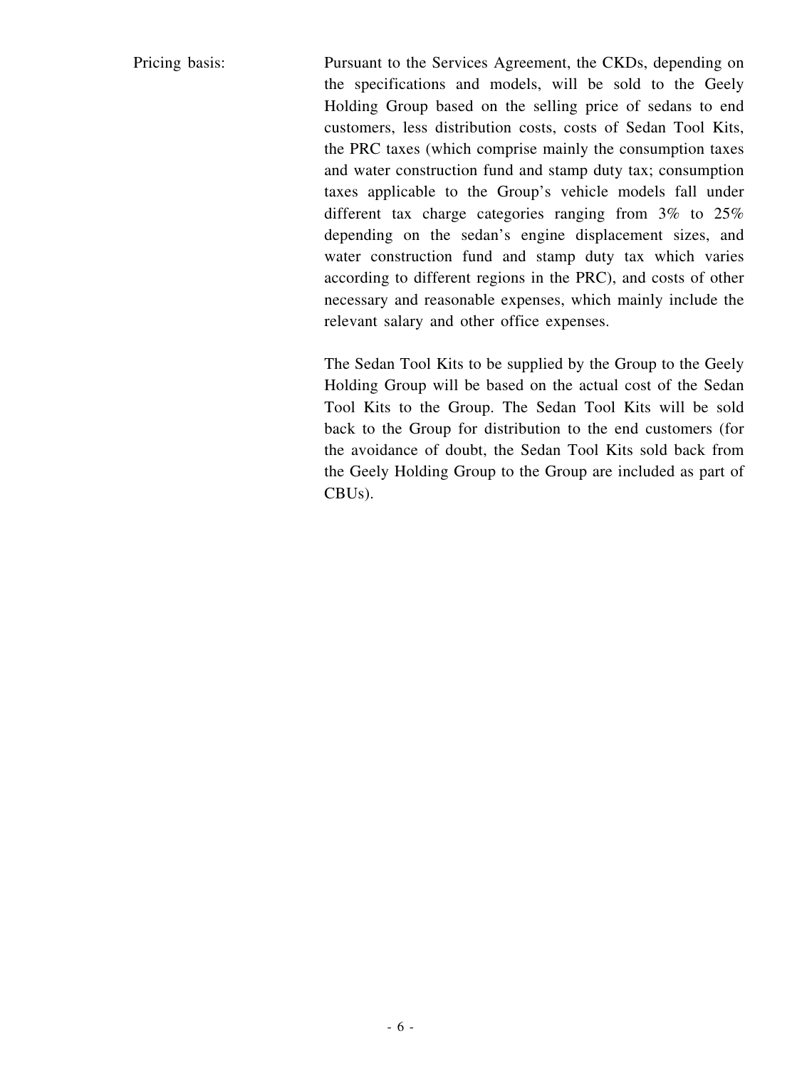Pricing basis: Pursuant to the Services Agreement, the CKDs, depending on the specifications and models, will be sold to the Geely Holding Group based on the selling price of sedans to end customers, less distribution costs, costs of Sedan Tool Kits, the PRC taxes (which comprise mainly the consumption taxes and water construction fund and stamp duty tax; consumption taxes applicable to the Group's vehicle models fall under different tax charge categories ranging from 3% to 25% depending on the sedan's engine displacement sizes, and water construction fund and stamp duty tax which varies according to different regions in the PRC), and costs of other necessary and reasonable expenses, which mainly include the relevant salary and other office expenses.

The Sedan Tool Kits to be supplied by the Group to the Geely Holding Group will be based on the actual cost of the Sedan Tool Kits to the Group. The Sedan Tool Kits will be sold back to the Group for distribution to the end customers (for the avoidance of doubt, the Sedan Tool Kits sold back from the Geely Holding Group to the Group are included as part of CBUs).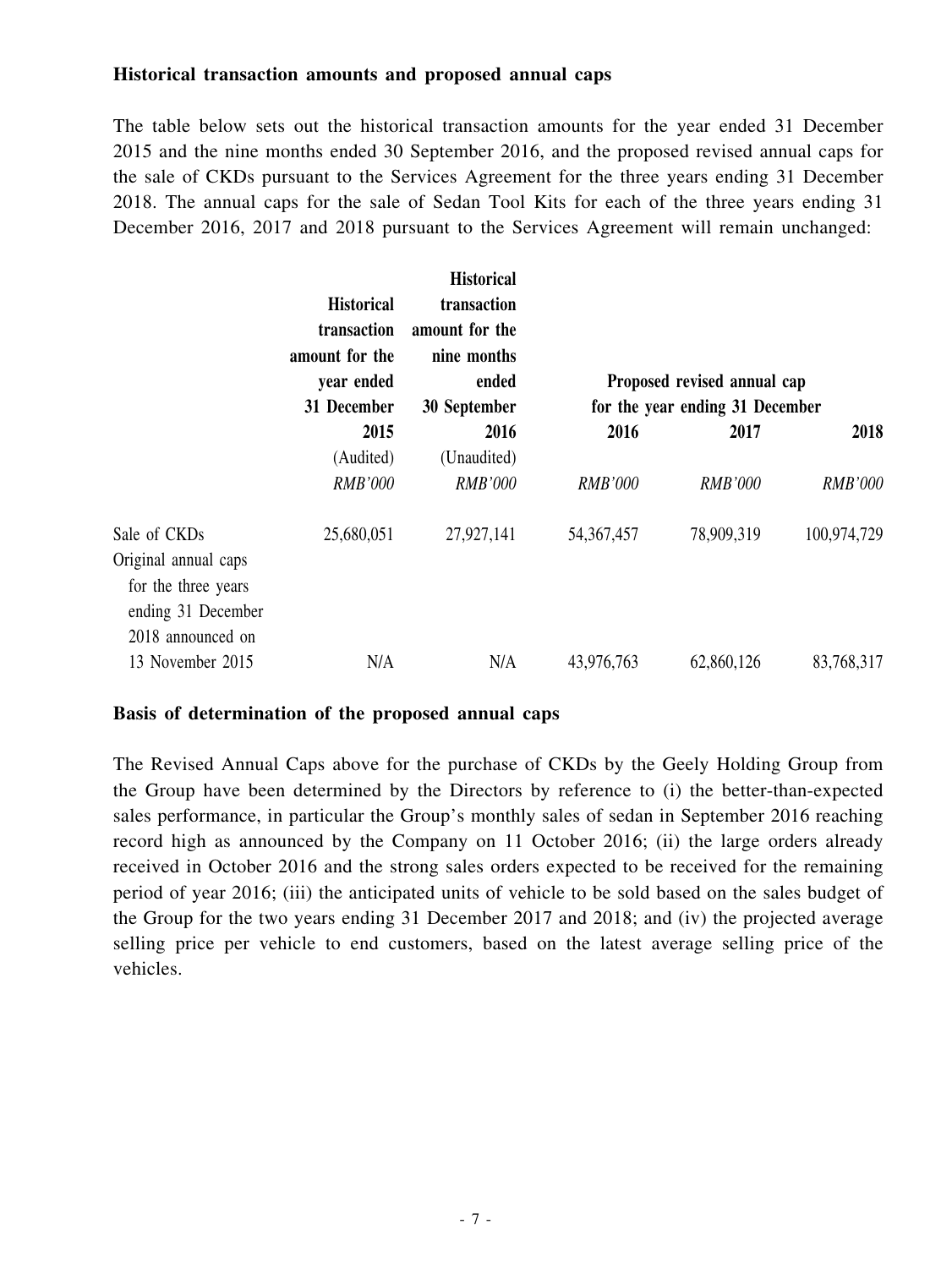### Historical transaction amounts and proposed annual caps

The table below sets out the historical transaction amounts for the year ended 31 December 2015 and the nine months ended 30 September 2016, and the proposed revised annual caps for the sale of CKDs pursuant to the Services Agreement for the three years ending 31 December 2018. The annual caps for the sale of Sedan Tool Kits for each of the three years ending 31 December 2016, 2017 and 2018 pursuant to the Services Agreement will remain unchanged:

| | Historical transaction amount for the year ended 31 December 2015 (Audited) *RMB'000* | Historical transaction amount for the nine months ended 30 September 2016 (Unaudited) *RMB'000* | Proposed revised annual cap for the year ending 31 December 2016 *RMB'000* | 2017 *RMB'000* | 2018 *RMB'000* |
|---|---|---|---|---|---|
| Sale of CKDs | 25,680,051 | 27,927,141 | 54,367,457 | 78,909,319 | 100,974,729 |
| Original annual caps for the three years ending 31 December 2018 announced on 13 November 2015 | N/A | N/A | 43,976,763 | 62,860,126 | 83,768,317 |

### Basis of determination of the proposed annual caps

The Revised Annual Caps above for the purchase of CKDs by the Geely Holding Group from the Group have been determined by the Directors by reference to (i) the better-than-expected sales performance, in particular the Group's monthly sales of sedan in September 2016 reaching record high as announced by the Company on 11 October 2016; (ii) the large orders already received in October 2016 and the strong sales orders expected to be received for the remaining period of year 2016; (iii) the anticipated units of vehicle to be sold based on the sales budget of the Group for the two years ending 31 December 2017 and 2018; and (iv) the projected average selling price per vehicle to end customers, based on the latest average selling price of the vehicles.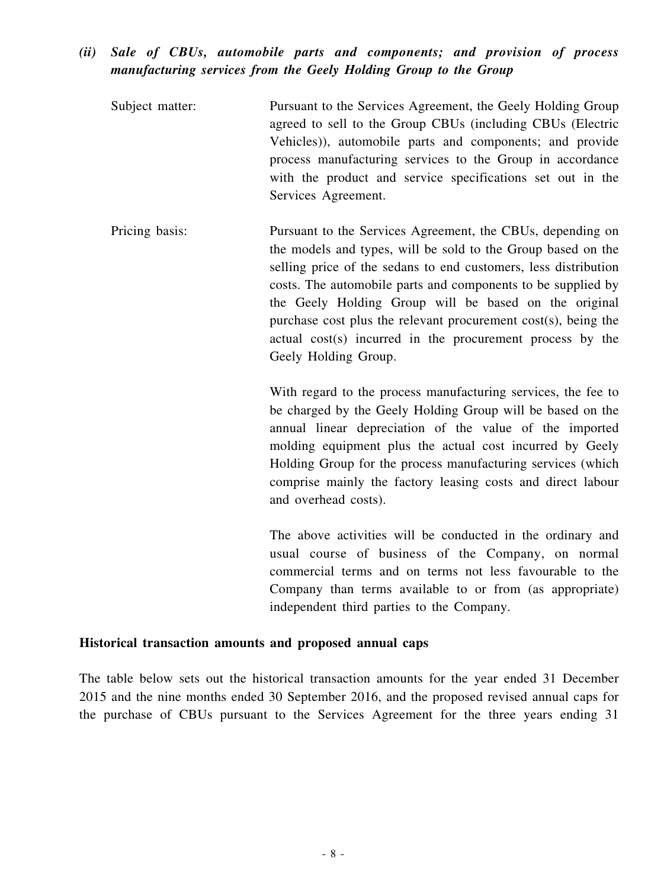*(ii) Sale of CBUs, automobile parts and components; and provision of process manufacturing services from the Geely Holding Group to the Group*

Subject matter: Pursuant to the Services Agreement, the Geely Holding Group agreed to sell to the Group CBUs (including CBUs (Electric Vehicles)), automobile parts and components; and provide process manufacturing services to the Group in accordance with the product and service specifications set out in the Services Agreement.

Pricing basis: Pursuant to the Services Agreement, the CBUs, depending on the models and types, will be sold to the Group based on the selling price of the sedans to end customers, less distribution costs. The automobile parts and components to be supplied by the Geely Holding Group will be based on the original purchase cost plus the relevant procurement cost(s), being the actual cost(s) incurred in the procurement process by the Geely Holding Group.

With regard to the process manufacturing services, the fee to be charged by the Geely Holding Group will be based on the annual linear depreciation of the value of the imported molding equipment plus the actual cost incurred by Geely Holding Group for the process manufacturing services (which comprise mainly the factory leasing costs and direct labour and overhead costs).

The above activities will be conducted in the ordinary and usual course of business of the Company, on normal commercial terms and on terms not less favourable to the Company than terms available to or from (as appropriate) independent third parties to the Company.

**Historical transaction amounts and proposed annual caps**

The table below sets out the historical transaction amounts for the year ended 31 December 2015 and the nine months ended 30 September 2016, and the proposed revised annual caps for the purchase of CBUs pursuant to the Services Agreement for the three years ending 31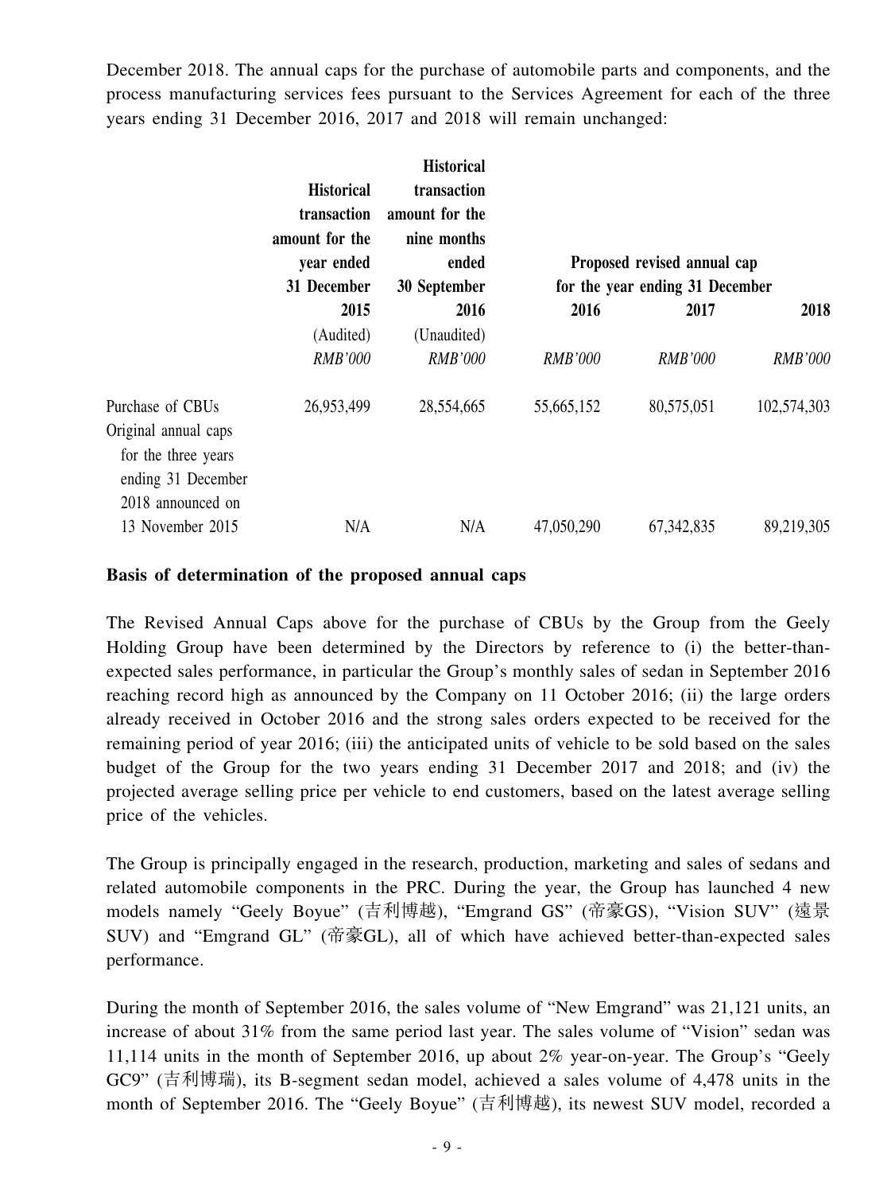December 2018. The annual caps for the purchase of automobile parts and components, and the process manufacturing services fees pursuant to the Services Agreement for each of the three years ending 31 December 2016, 2017 and 2018 will remain unchanged:

| | Historical transaction amount for the year ended 31 December 2015 | Historical transaction amount for the nine months ended 30 September 2016 | Proposed revised annual cap for the year ending 31 December 2016 | | |
|---|---|---|---|---|---|
| | | | 2016 | 2017 | 2018 |
| | (Audited) | (Unaudited) | | | |
| | *RMB'000* | *RMB'000* | *RMB'000* | *RMB'000* | *RMB'000* |
| Purchase of CBUs | 26,953,499 | 28,554,665 | 55,665,152 | 80,575,051 | 102,574,303 |
| Original annual caps for the three years ending 31 December 2018 announced on 13 November 2015 | N/A | N/A | 47,050,290 | 67,342,835 | 89,219,305 |

**Basis of determination of the proposed annual caps**

The Revised Annual Caps above for the purchase of CBUs by the Group from the Geely Holding Group have been determined by the Directors by reference to (i) the better-than-expected sales performance, in particular the Group's monthly sales of sedan in September 2016 reaching record high as announced by the Company on 11 October 2016; (ii) the large orders already received in October 2016 and the strong sales orders expected to be received for the remaining period of year 2016; (iii) the anticipated units of vehicle to be sold based on the sales budget of the Group for the two years ending 31 December 2017 and 2018; and (iv) the projected average selling price per vehicle to end customers, based on the latest average selling price of the vehicles.

The Group is principally engaged in the research, production, marketing and sales of sedans and related automobile components in the PRC. During the year, the Group has launched 4 new models namely "Geely Boyue" (吉利博越), "Emgrand GS" (帝豪GS), "Vision SUV" (遠景SUV) and "Emgrand GL" (帝豪GL), all of which have achieved better-than-expected sales performance.

During the month of September 2016, the sales volume of "New Emgrand" was 21,121 units, an increase of about 31% from the same period last year. The sales volume of "Vision" sedan was 11,114 units in the month of September 2016, up about 2% year-on-year. The Group's "Geely GC9" (吉利博瑞), its B-segment sedan model, achieved a sales volume of 4,478 units in the month of September 2016. The "Geely Boyue" (吉利博越), its newest SUV model, recorded a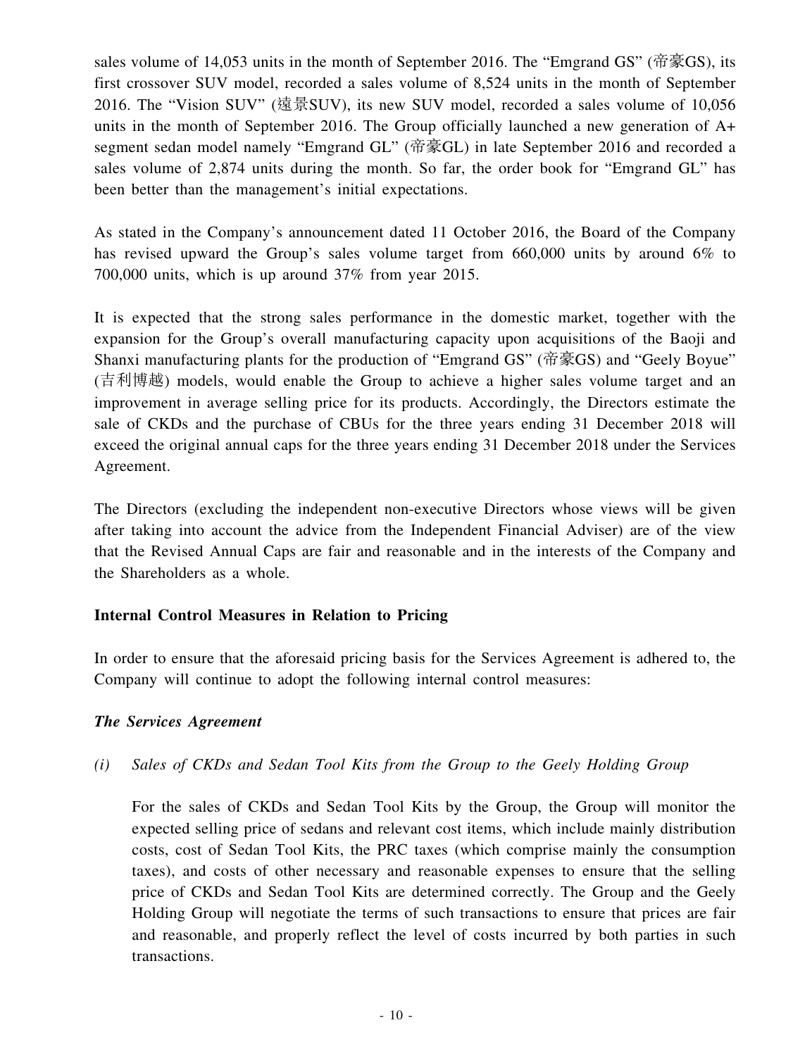sales volume of 14,053 units in the month of September 2016. The "Emgrand GS" (帝豪GS), its first crossover SUV model, recorded a sales volume of 8,524 units in the month of September 2016. The "Vision SUV" (遠景SUV), its new SUV model, recorded a sales volume of 10,056 units in the month of September 2016. The Group officially launched a new generation of A+ segment sedan model namely "Emgrand GL" (帝豪GL) in late September 2016 and recorded a sales volume of 2,874 units during the month. So far, the order book for "Emgrand GL" has been better than the management's initial expectations.

As stated in the Company's announcement dated 11 October 2016, the Board of the Company has revised upward the Group's sales volume target from 660,000 units by around 6% to 700,000 units, which is up around 37% from year 2015.

It is expected that the strong sales performance in the domestic market, together with the expansion for the Group's overall manufacturing capacity upon acquisitions of the Baoji and Shanxi manufacturing plants for the production of "Emgrand GS" (帝豪GS) and "Geely Boyue" (吉利博越) models, would enable the Group to achieve a higher sales volume target and an improvement in average selling price for its products. Accordingly, the Directors estimate the sale of CKDs and the purchase of CBUs for the three years ending 31 December 2018 will exceed the original annual caps for the three years ending 31 December 2018 under the Services Agreement.

The Directors (excluding the independent non-executive Directors whose views will be given after taking into account the advice from the Independent Financial Adviser) are of the view that the Revised Annual Caps are fair and reasonable and in the interests of the Company and the Shareholders as a whole.

**Internal Control Measures in Relation to Pricing**

In order to ensure that the aforesaid pricing basis for the Services Agreement is adhered to, the Company will continue to adopt the following internal control measures:

***The Services Agreement***

*(i) Sales of CKDs and Sedan Tool Kits from the Group to the Geely Holding Group*

For the sales of CKDs and Sedan Tool Kits by the Group, the Group will monitor the expected selling price of sedans and relevant cost items, which include mainly distribution costs, cost of Sedan Tool Kits, the PRC taxes (which comprise mainly the consumption taxes), and costs of other necessary and reasonable expenses to ensure that the selling price of CKDs and Sedan Tool Kits are determined correctly. The Group and the Geely Holding Group will negotiate the terms of such transactions to ensure that prices are fair and reasonable, and properly reflect the level of costs incurred by both parties in such transactions.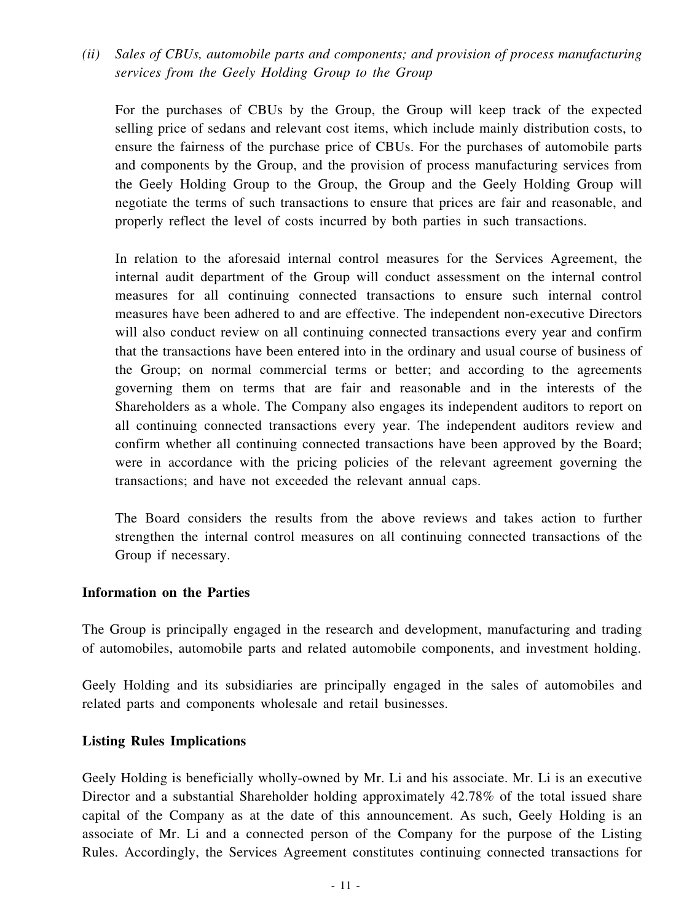*(ii) Sales of CBUs, automobile parts and components; and provision of process manufacturing services from the Geely Holding Group to the Group*

For the purchases of CBUs by the Group, the Group will keep track of the expected selling price of sedans and relevant cost items, which include mainly distribution costs, to ensure the fairness of the purchase price of CBUs. For the purchases of automobile parts and components by the Group, and the provision of process manufacturing services from the Geely Holding Group to the Group, the Group and the Geely Holding Group will negotiate the terms of such transactions to ensure that prices are fair and reasonable, and properly reflect the level of costs incurred by both parties in such transactions.

In relation to the aforesaid internal control measures for the Services Agreement, the internal audit department of the Group will conduct assessment on the internal control measures for all continuing connected transactions to ensure such internal control measures have been adhered to and are effective. The independent non-executive Directors will also conduct review on all continuing connected transactions every year and confirm that the transactions have been entered into in the ordinary and usual course of business of the Group; on normal commercial terms or better; and according to the agreements governing them on terms that are fair and reasonable and in the interests of the Shareholders as a whole. The Company also engages its independent auditors to report on all continuing connected transactions every year. The independent auditors review and confirm whether all continuing connected transactions have been approved by the Board; were in accordance with the pricing policies of the relevant agreement governing the transactions; and have not exceeded the relevant annual caps.

The Board considers the results from the above reviews and takes action to further strengthen the internal control measures on all continuing connected transactions of the Group if necessary.

**Information on the Parties**

The Group is principally engaged in the research and development, manufacturing and trading of automobiles, automobile parts and related automobile components, and investment holding.

Geely Holding and its subsidiaries are principally engaged in the sales of automobiles and related parts and components wholesale and retail businesses.

**Listing Rules Implications**

Geely Holding is beneficially wholly-owned by Mr. Li and his associate. Mr. Li is an executive Director and a substantial Shareholder holding approximately 42.78% of the total issued share capital of the Company as at the date of this announcement. As such, Geely Holding is an associate of Mr. Li and a connected person of the Company for the purpose of the Listing Rules. Accordingly, the Services Agreement constitutes continuing connected transactions for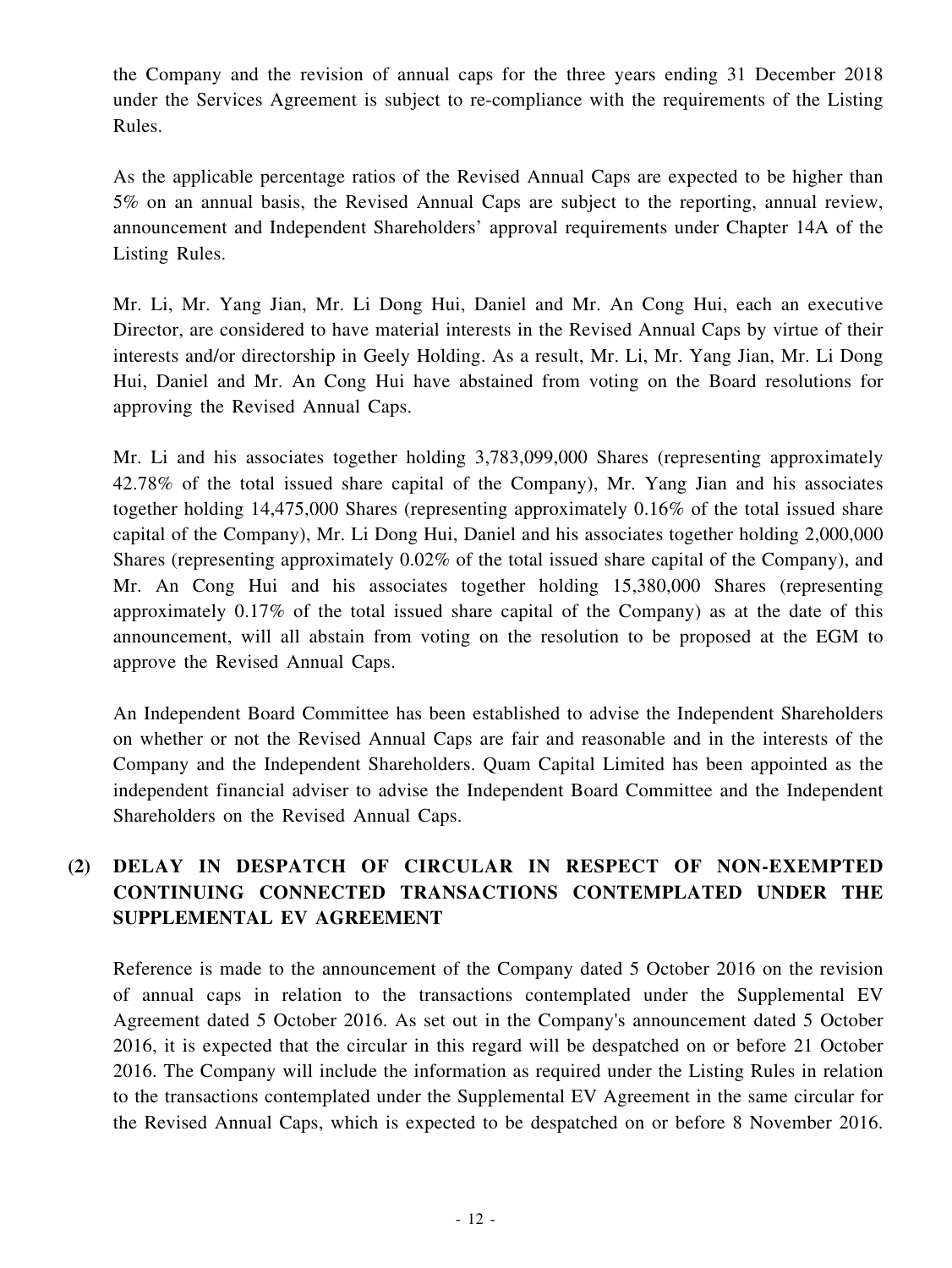the Company and the revision of annual caps for the three years ending 31 December 2018 under the Services Agreement is subject to re-compliance with the requirements of the Listing Rules.

As the applicable percentage ratios of the Revised Annual Caps are expected to be higher than 5% on an annual basis, the Revised Annual Caps are subject to the reporting, annual review, announcement and Independent Shareholders' approval requirements under Chapter 14A of the Listing Rules.

Mr. Li, Mr. Yang Jian, Mr. Li Dong Hui, Daniel and Mr. An Cong Hui, each an executive Director, are considered to have material interests in the Revised Annual Caps by virtue of their interests and/or directorship in Geely Holding. As a result, Mr. Li, Mr. Yang Jian, Mr. Li Dong Hui, Daniel and Mr. An Cong Hui have abstained from voting on the Board resolutions for approving the Revised Annual Caps.

Mr. Li and his associates together holding 3,783,099,000 Shares (representing approximately 42.78% of the total issued share capital of the Company), Mr. Yang Jian and his associates together holding 14,475,000 Shares (representing approximately 0.16% of the total issued share capital of the Company), Mr. Li Dong Hui, Daniel and his associates together holding 2,000,000 Shares (representing approximately 0.02% of the total issued share capital of the Company), and Mr. An Cong Hui and his associates together holding 15,380,000 Shares (representing approximately 0.17% of the total issued share capital of the Company) as at the date of this announcement, will all abstain from voting on the resolution to be proposed at the EGM to approve the Revised Annual Caps.

An Independent Board Committee has been established to advise the Independent Shareholders on whether or not the Revised Annual Caps are fair and reasonable and in the interests of the Company and the Independent Shareholders. Quam Capital Limited has been appointed as the independent financial adviser to advise the Independent Board Committee and the Independent Shareholders on the Revised Annual Caps.

## (2) DELAY IN DESPATCH OF CIRCULAR IN RESPECT OF NON-EXEMPTED CONTINUING CONNECTED TRANSACTIONS CONTEMPLATED UNDER THE SUPPLEMENTAL EV AGREEMENT

Reference is made to the announcement of the Company dated 5 October 2016 on the revision of annual caps in relation to the transactions contemplated under the Supplemental EV Agreement dated 5 October 2016. As set out in the Company's announcement dated 5 October 2016, it is expected that the circular in this regard will be despatched on or before 21 October 2016. The Company will include the information as required under the Listing Rules in relation to the transactions contemplated under the Supplemental EV Agreement in the same circular for the Revised Annual Caps, which is expected to be despatched on or before 8 November 2016.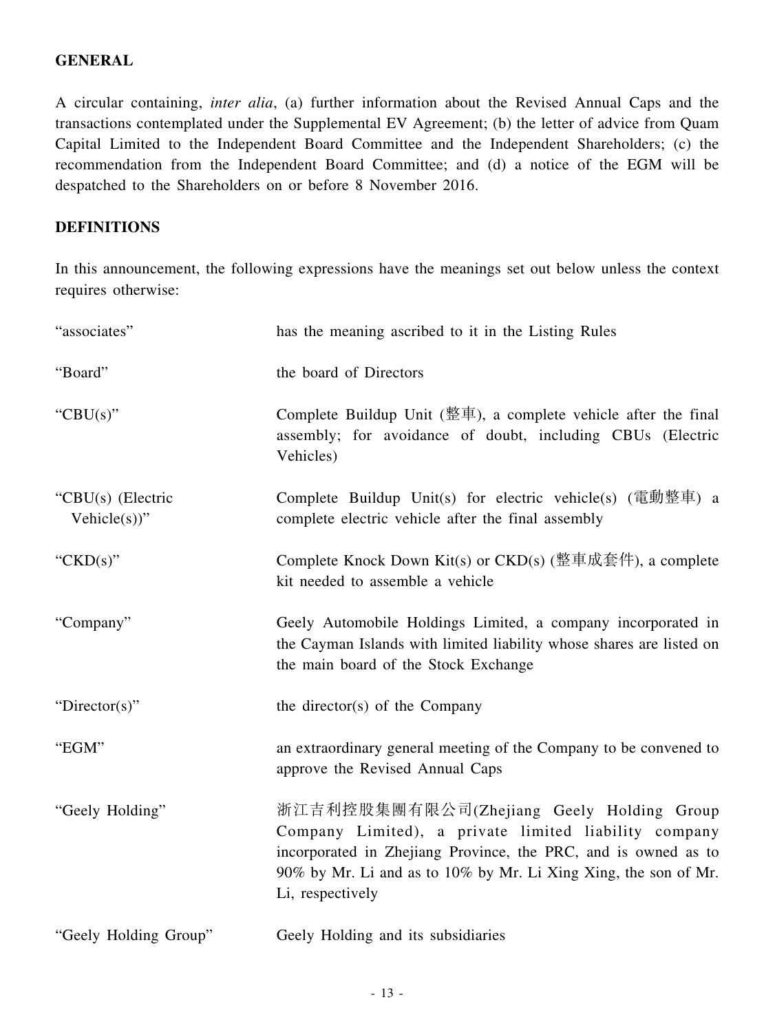## GENERAL

A circular containing, *inter alia*, (a) further information about the Revised Annual Caps and the transactions contemplated under the Supplemental EV Agreement; (b) the letter of advice from Quam Capital Limited to the Independent Board Committee and the Independent Shareholders; (c) the recommendation from the Independent Board Committee; and (d) a notice of the EGM will be despatched to the Shareholders on or before 8 November 2016.

## DEFINITIONS

In this announcement, the following expressions have the meanings set out below unless the context requires otherwise:

| | |
|---|---|
| "associates" | has the meaning ascribed to it in the Listing Rules |
| "Board" | the board of Directors |
| "CBU(s)" | Complete Buildup Unit (整車), a complete vehicle after the final assembly; for avoidance of doubt, including CBUs (Electric Vehicles) |
| "CBU(s) (Electric Vehicle(s))" | Complete Buildup Unit(s) for electric vehicle(s) (電動整車) a complete electric vehicle after the final assembly |
| "CKD(s)" | Complete Knock Down Kit(s) or CKD(s) (整車成套件), a complete kit needed to assemble a vehicle |
| "Company" | Geely Automobile Holdings Limited, a company incorporated in the Cayman Islands with limited liability whose shares are listed on the main board of the Stock Exchange |
| "Director(s)" | the director(s) of the Company |
| "EGM" | an extraordinary general meeting of the Company to be convened to approve the Revised Annual Caps |
| "Geely Holding" | 浙江吉利控股集團有限公司(Zhejiang Geely Holding Group Company Limited), a private limited liability company incorporated in Zhejiang Province, the PRC, and is owned as to 90% by Mr. Li and as to 10% by Mr. Li Xing Xing, the son of Mr. Li, respectively |
| "Geely Holding Group" | Geely Holding and its subsidiaries |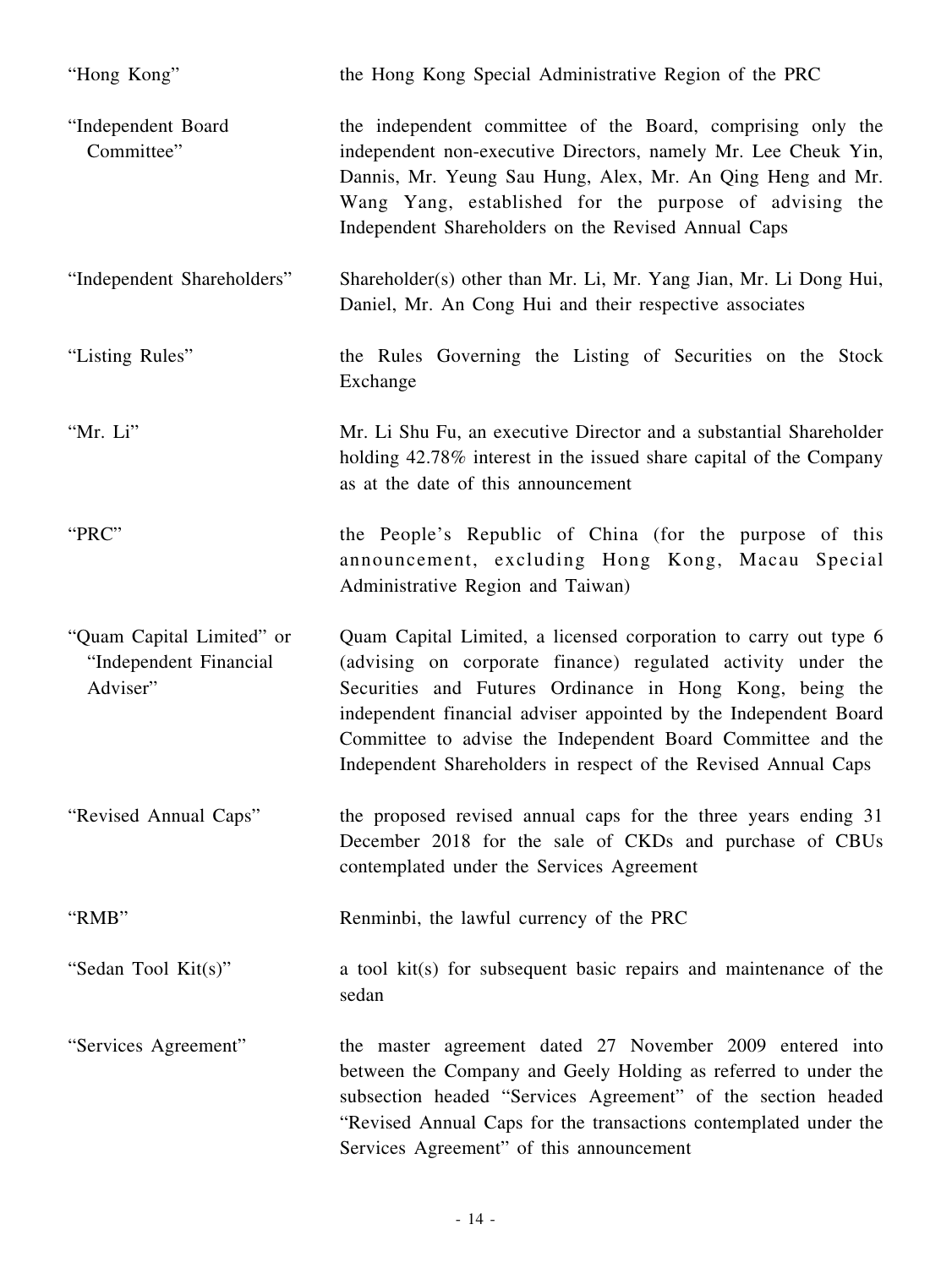| | |
|---|---|
| "Hong Kong" | the Hong Kong Special Administrative Region of the PRC |
| "Independent Board Committee" | the independent committee of the Board, comprising only the independent non-executive Directors, namely Mr. Lee Cheuk Yin, Dannis, Mr. Yeung Sau Hung, Alex, Mr. An Qing Heng and Mr. Wang Yang, established for the purpose of advising the Independent Shareholders on the Revised Annual Caps |
| "Independent Shareholders" | Shareholder(s) other than Mr. Li, Mr. Yang Jian, Mr. Li Dong Hui, Daniel, Mr. An Cong Hui and their respective associates |
| "Listing Rules" | the Rules Governing the Listing of Securities on the Stock Exchange |
| "Mr. Li" | Mr. Li Shu Fu, an executive Director and a substantial Shareholder holding 42.78% interest in the issued share capital of the Company as at the date of this announcement |
| "PRC" | the People's Republic of China (for the purpose of this announcement, excluding Hong Kong, Macau Special Administrative Region and Taiwan) |
| "Quam Capital Limited" or "Independent Financial Adviser" | Quam Capital Limited, a licensed corporation to carry out type 6 (advising on corporate finance) regulated activity under the Securities and Futures Ordinance in Hong Kong, being the independent financial adviser appointed by the Independent Board Committee to advise the Independent Board Committee and the Independent Shareholders in respect of the Revised Annual Caps |
| "Revised Annual Caps" | the proposed revised annual caps for the three years ending 31 December 2018 for the sale of CKDs and purchase of CBUs contemplated under the Services Agreement |
| "RMB" | Renminbi, the lawful currency of the PRC |
| "Sedan Tool Kit(s)" | a tool kit(s) for subsequent basic repairs and maintenance of the sedan |
| "Services Agreement" | the master agreement dated 27 November 2009 entered into between the Company and Geely Holding as referred to under the subsection headed "Services Agreement" of the section headed "Revised Annual Caps for the transactions contemplated under the Services Agreement" of this announcement |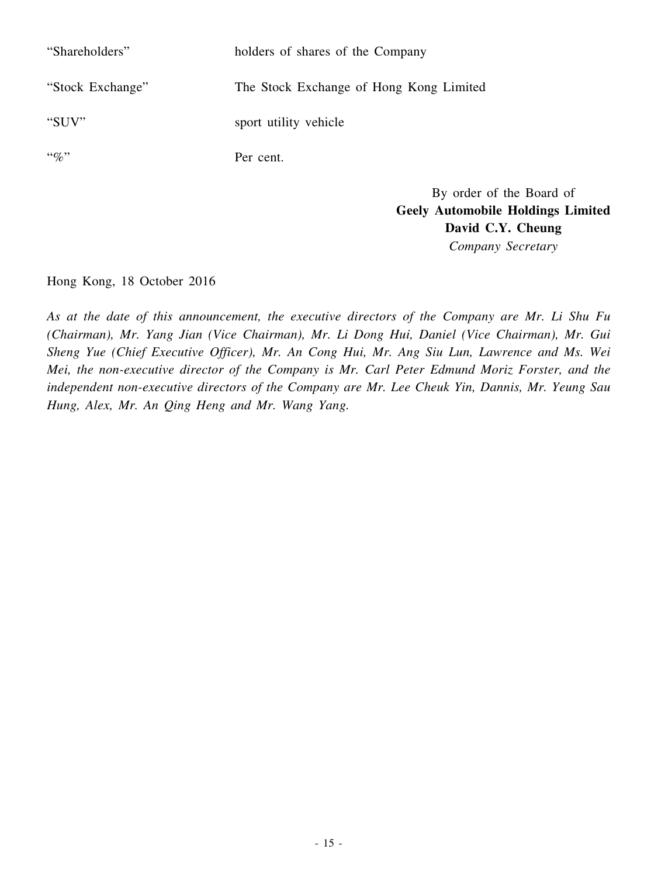| | |
|---|---|
| "Shareholders" | holders of shares of the Company |
| "Stock Exchange" | The Stock Exchange of Hong Kong Limited |
| "SUV" | sport utility vehicle |
| "%" | Per cent. |

By order of the Board of
**Geely Automobile Holdings Limited**
**David C.Y. Cheung**
*Company Secretary*

Hong Kong, 18 October 2016

*As at the date of this announcement, the executive directors of the Company are Mr. Li Shu Fu (Chairman), Mr. Yang Jian (Vice Chairman), Mr. Li Dong Hui, Daniel (Vice Chairman), Mr. Gui Sheng Yue (Chief Executive Officer), Mr. An Cong Hui, Mr. Ang Siu Lun, Lawrence and Ms. Wei Mei, the non-executive director of the Company is Mr. Carl Peter Edmund Moriz Forster, and the independent non-executive directors of the Company are Mr. Lee Cheuk Yin, Dannis, Mr. Yeung Sau Hung, Alex, Mr. An Qing Heng and Mr. Wang Yang.*